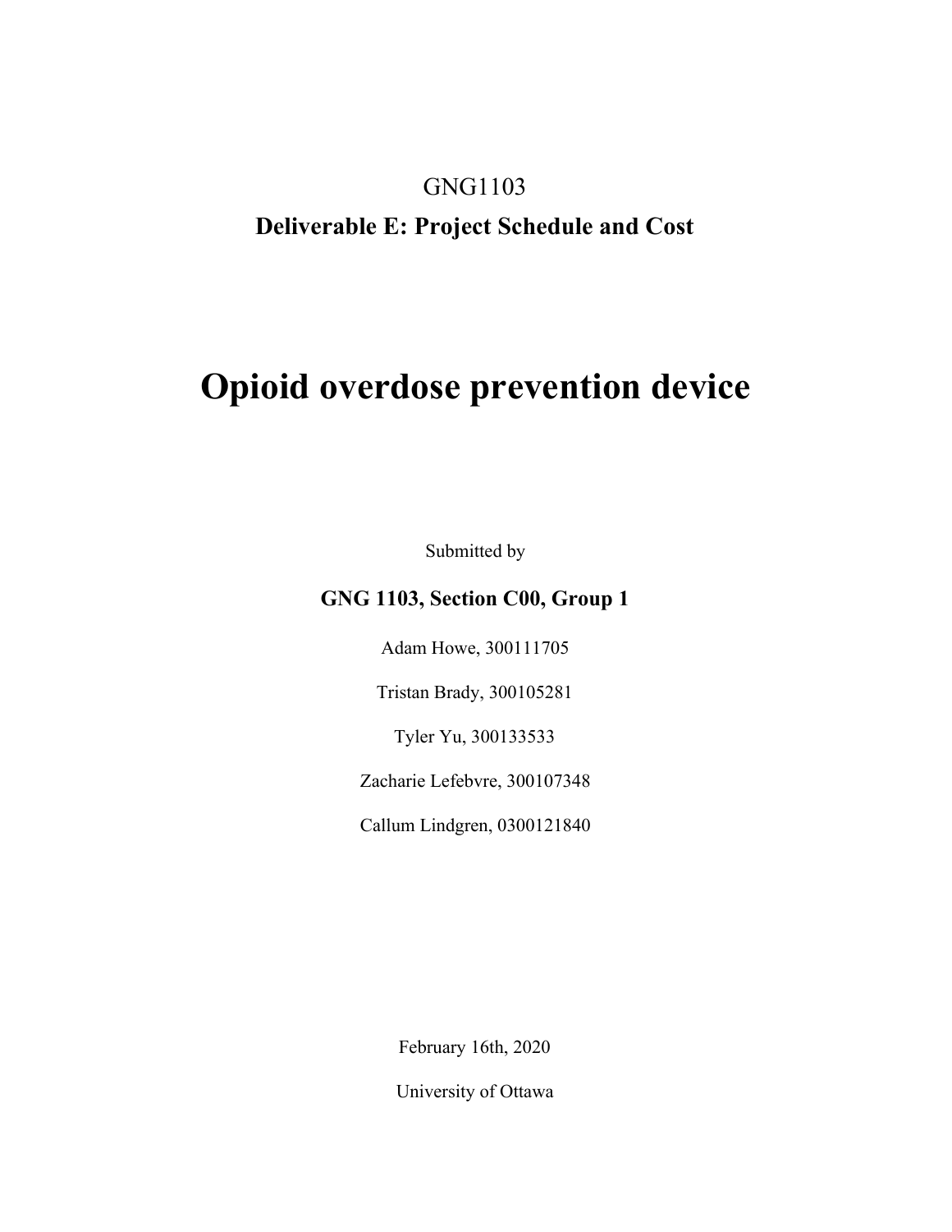GNG1103

**Deliverable E: Project Schedule and Cost**

# Opioid overdose prevention device

Submitted by

**GNG 1103, Section C00, Group 1**

Adam Howe, 300111705

Tristan Brady, 300105281

Tyler Yu, 300133533

Zacharie Lefebvre, 300107348

Callum Lindgren, 0300121840

February 16th, 2020

University of Ottawa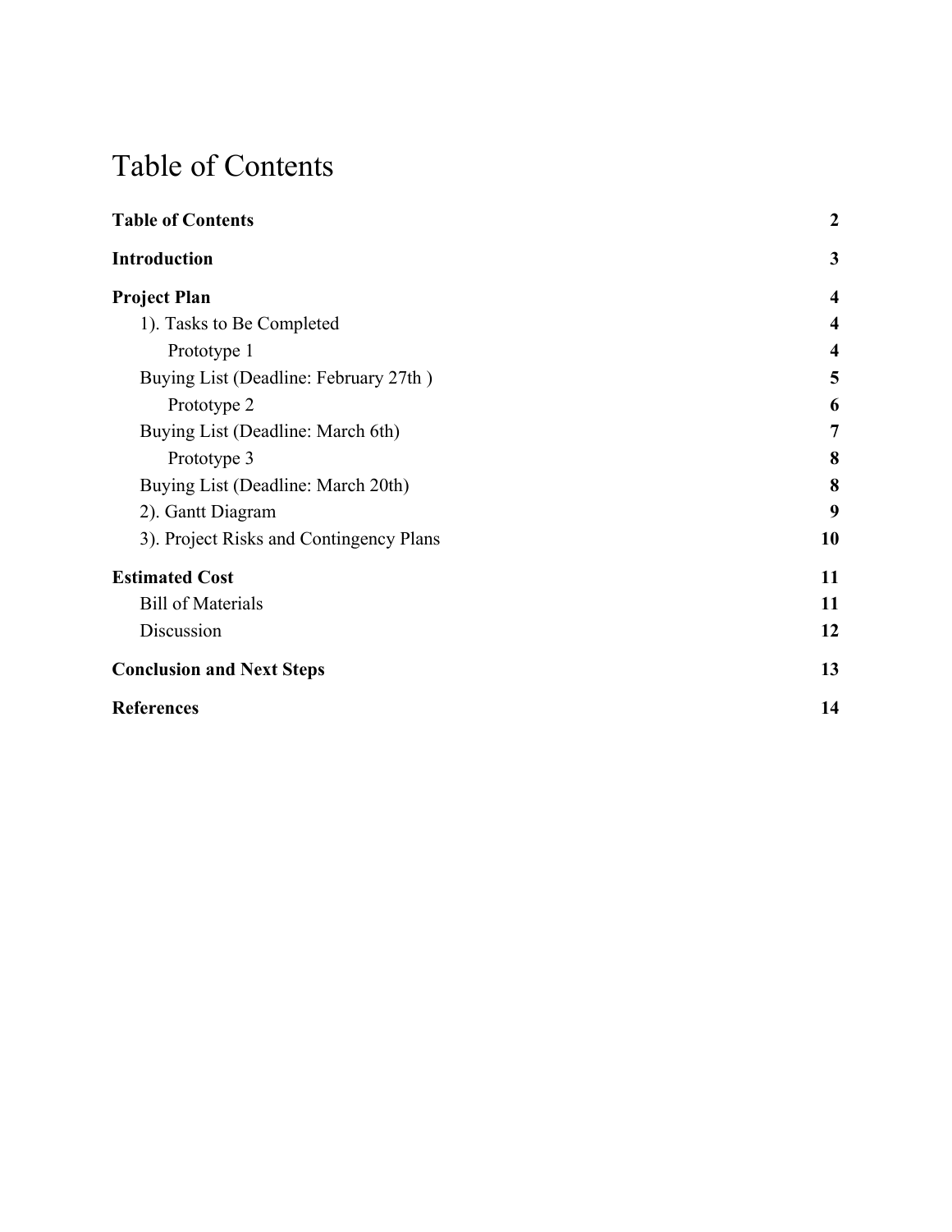# Table of Contents

**Table of Contents** **2**

**Introduction** **3**

**Project Plan** **4**

- 1). Tasks to Be Completed **4**
  - Prototype 1 **4**
- Buying List (Deadline: February 27th ) **5**
  - Prototype 2 **6**
- Buying List (Deadline: March 6th) **7**
  - Prototype 3 **8**
- Buying List (Deadline: March 20th) **8**
- 2). Gantt Diagram **9**
- 3). Project Risks and Contingency Plans **10**

**Estimated Cost** **11**

- Bill of Materials **11**
- Discussion **12**

**Conclusion and Next Steps** **13**

**References** **14**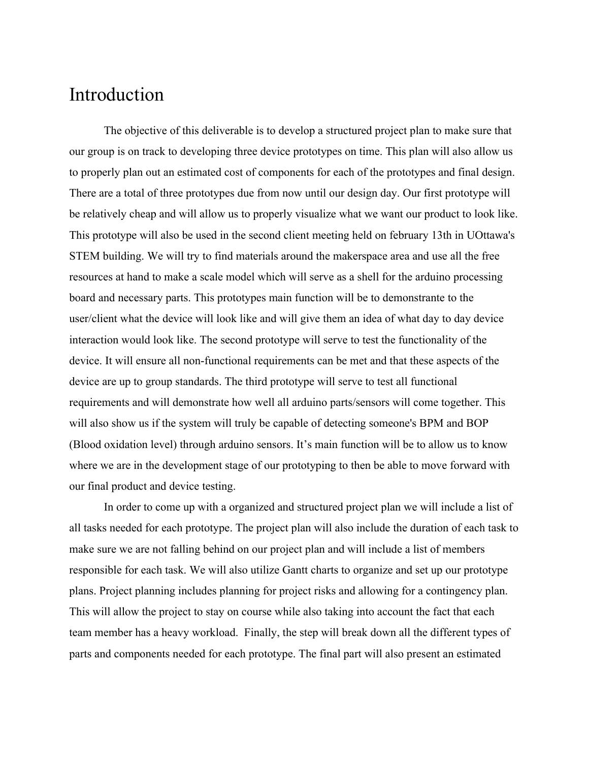# Introduction

The objective of this deliverable is to develop a structured project plan to make sure that our group is on track to developing three device prototypes on time. This plan will also allow us to properly plan out an estimated cost of components for each of the prototypes and final design. There are a total of three prototypes due from now until our design day. Our first prototype will be relatively cheap and will allow us to properly visualize what we want our product to look like. This prototype will also be used in the second client meeting held on february 13th in UOttawa's STEM building. We will try to find materials around the makerspace area and use all the free resources at hand to make a scale model which will serve as a shell for the arduino processing board and necessary parts. This prototypes main function will be to demonstrante to the user/client what the device will look like and will give them an idea of what day to day device interaction would look like. The second prototype will serve to test the functionality of the device. It will ensure all non-functional requirements can be met and that these aspects of the device are up to group standards. The third prototype will serve to test all functional requirements and will demonstrate how well all arduino parts/sensors will come together. This will also show us if the system will truly be capable of detecting someone's BPM and BOP (Blood oxidation level) through arduino sensors. It's main function will be to allow us to know where we are in the development stage of our prototyping to then be able to move forward with our final product and device testing.

In order to come up with a organized and structured project plan we will include a list of all tasks needed for each prototype. The project plan will also include the duration of each task to make sure we are not falling behind on our project plan and will include a list of members responsible for each task. We will also utilize Gantt charts to organize and set up our prototype plans. Project planning includes planning for project risks and allowing for a contingency plan. This will allow the project to stay on course while also taking into account the fact that each team member has a heavy workload. Finally, the step will break down all the different types of parts and components needed for each prototype. The final part will also present an estimated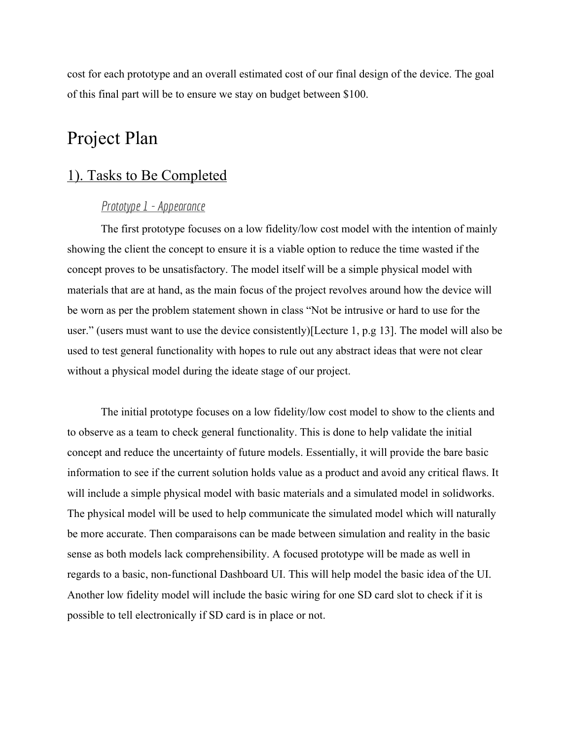cost for each prototype and an overall estimated cost of our final design of the device. The goal of this final part will be to ensure we stay on budget between $100.

# Project Plan

## 1). Tasks to Be Completed

### *Prototype 1 - Appearance*

The first prototype focuses on a low fidelity/low cost model with the intention of mainly showing the client the concept to ensure it is a viable option to reduce the time wasted if the concept proves to be unsatisfactory. The model itself will be a simple physical model with materials that are at hand, as the main focus of the project revolves around how the device will be worn as per the problem statement shown in class "Not be intrusive or hard to use for the user." (users must want to use the device consistently)[Lecture 1, p.g 13]. The model will also be used to test general functionality with hopes to rule out any abstract ideas that were not clear without a physical model during the ideate stage of our project.

The initial prototype focuses on a low fidelity/low cost model to show to the clients and to observe as a team to check general functionality. This is done to help validate the initial concept and reduce the uncertainty of future models. Essentially, it will provide the bare basic information to see if the current solution holds value as a product and avoid any critical flaws. It will include a simple physical model with basic materials and a simulated model in solidworks. The physical model will be used to help communicate the simulated model which will naturally be more accurate. Then comparaisons can be made between simulation and reality in the basic sense as both models lack comprehensibility. A focused prototype will be made as well in regards to a basic, non-functional Dashboard UI. This will help model the basic idea of the UI. Another low fidelity model will include the basic wiring for one SD card slot to check if it is possible to tell electronically if SD card is in place or not.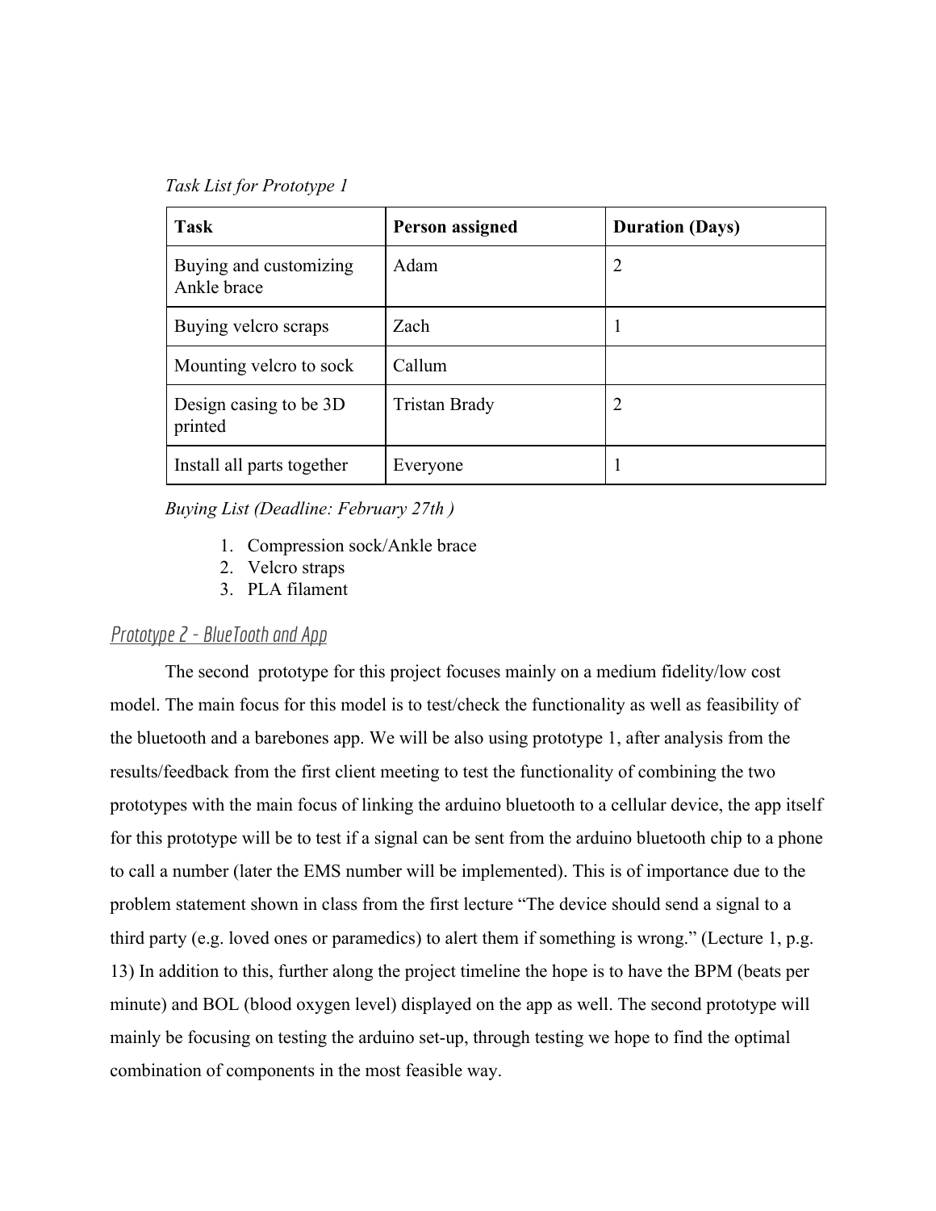*Task List for Prototype 1*

| Task | Person assigned | Duration (Days) |
| --- | --- | --- |
| Buying and customizing Ankle brace | Adam | 2 |
| Buying velcro scraps | Zach | 1 |
| Mounting velcro to sock | Callum | |
| Design casing to be 3D printed | Tristan Brady | 2 |
| Install all parts together | Everyone | 1 |

*Buying List (Deadline: February 27th )*

1. Compression sock/Ankle brace
2. Velcro straps
3. PLA filament

### *Prototype 2 - BlueTooth and App*

The second prototype for this project focuses mainly on a medium fidelity/low cost model. The main focus for this model is to test/check the functionality as well as feasibility of the bluetooth and a barebones app. We will be also using prototype 1, after analysis from the results/feedback from the first client meeting to test the functionality of combining the two prototypes with the main focus of linking the arduino bluetooth to a cellular device, the app itself for this prototype will be to test if a signal can be sent from the arduino bluetooth chip to a phone to call a number (later the EMS number will be implemented). This is of importance due to the problem statement shown in class from the first lecture "The device should send a signal to a third party (e.g. loved ones or paramedics) to alert them if something is wrong." (Lecture 1, p.g. 13) In addition to this, further along the project timeline the hope is to have the BPM (beats per minute) and BOL (blood oxygen level) displayed on the app as well. The second prototype will mainly be focusing on testing the arduino set-up, through testing we hope to find the optimal combination of components in the most feasible way.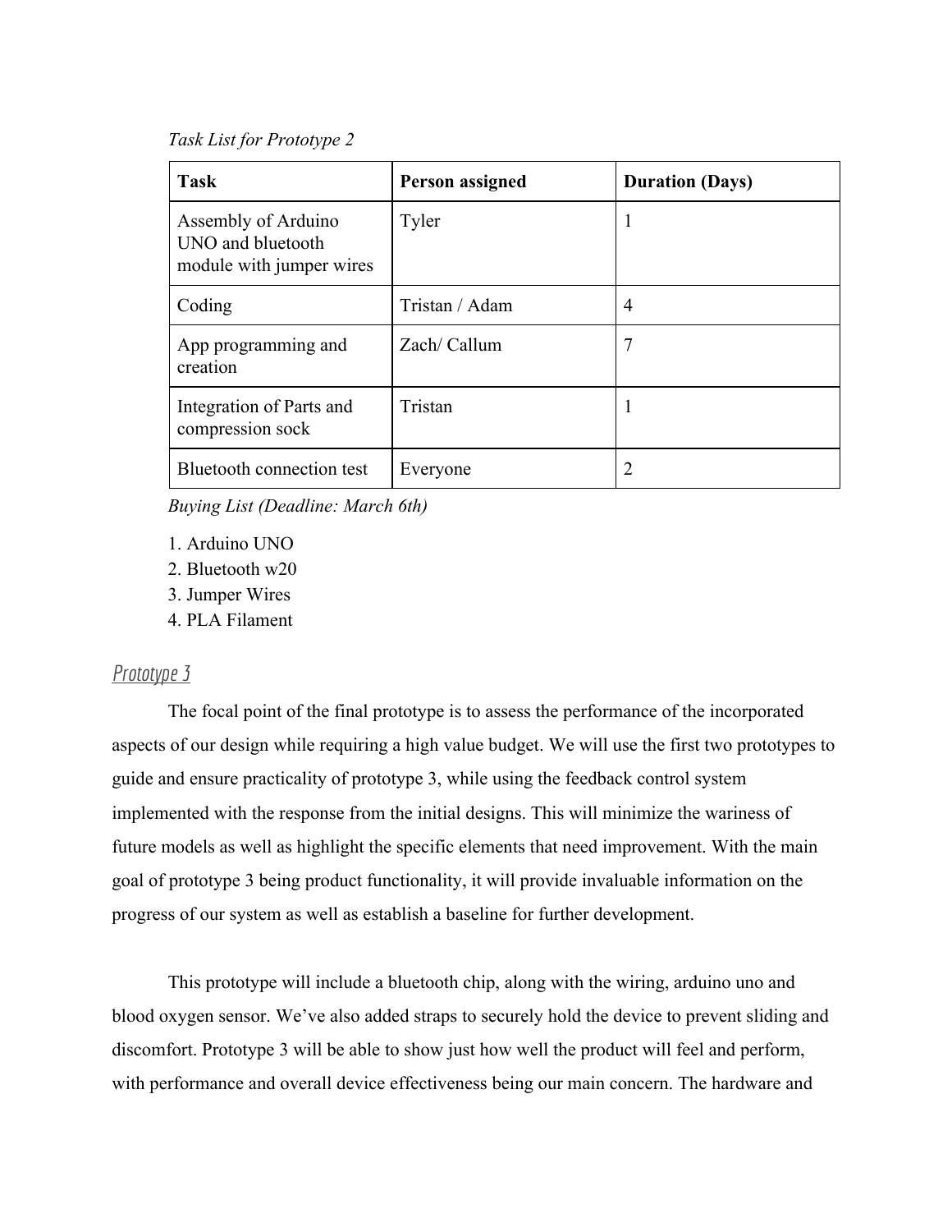*Task List for Prototype 2*

| Task | Person assigned | Duration (Days) |
|---|---|---|
| Assembly of Arduino UNO and bluetooth module with jumper wires | Tyler | 1 |
| Coding | Tristan / Adam | 4 |
| App programming and creation | Zach/ Callum | 7 |
| Integration of Parts and compression sock | Tristan | 1 |
| Bluetooth connection test | Everyone | 2 |

*Buying List (Deadline: March 6th)*

1. Arduino UNO
2. Bluetooth w20
3. Jumper Wires
4. PLA Filament

## Prototype 3

The focal point of the final prototype is to assess the performance of the incorporated aspects of our design while requiring a high value budget. We will use the first two prototypes to guide and ensure practicality of prototype 3, while using the feedback control system implemented with the response from the initial designs. This will minimize the wariness of future models as well as highlight the specific elements that need improvement. With the main goal of prototype 3 being product functionality, it will provide invaluable information on the progress of our system as well as establish a baseline for further development.

This prototype will include a bluetooth chip, along with the wiring, arduino uno and blood oxygen sensor. We've also added straps to securely hold the device to prevent sliding and discomfort. Prototype 3 will be able to show just how well the product will feel and perform, with performance and overall device effectiveness being our main concern. The hardware and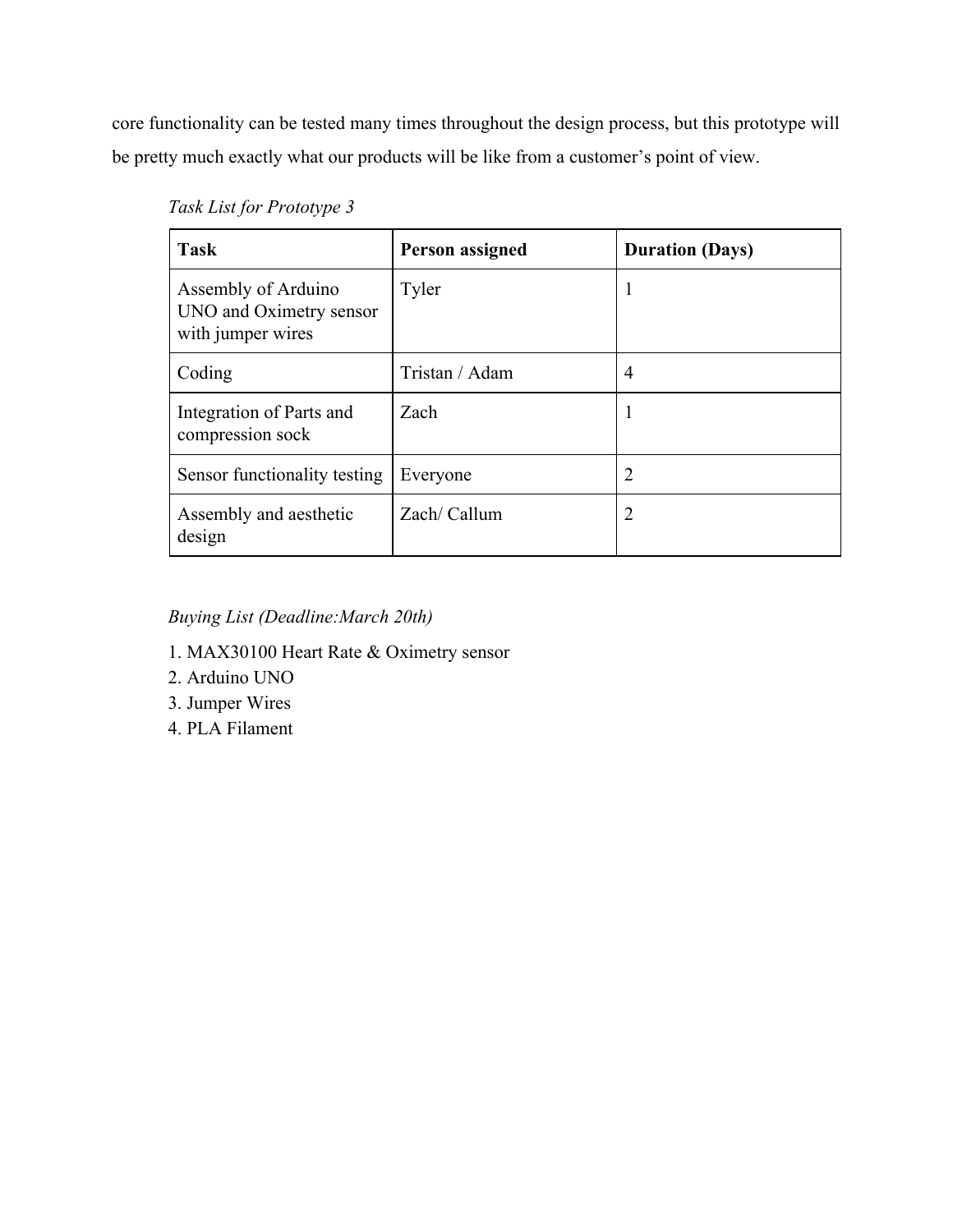core functionality can be tested many times throughout the design process, but this prototype will be pretty much exactly what our products will be like from a customer's point of view.

*Task List for Prototype 3*

| Task | Person assigned | Duration (Days) |
|---|---|---|
| Assembly of Arduino UNO and Oximetry sensor with jumper wires | Tyler | 1 |
| Coding | Tristan / Adam | 4 |
| Integration of Parts and compression sock | Zach | 1 |
| Sensor functionality testing | Everyone | 2 |
| Assembly and aesthetic design | Zach/ Callum | 2 |

*Buying List (Deadline:March 20th)*

1. MAX30100 Heart Rate & Oximetry sensor
2. Arduino UNO
3. Jumper Wires
4. PLA Filament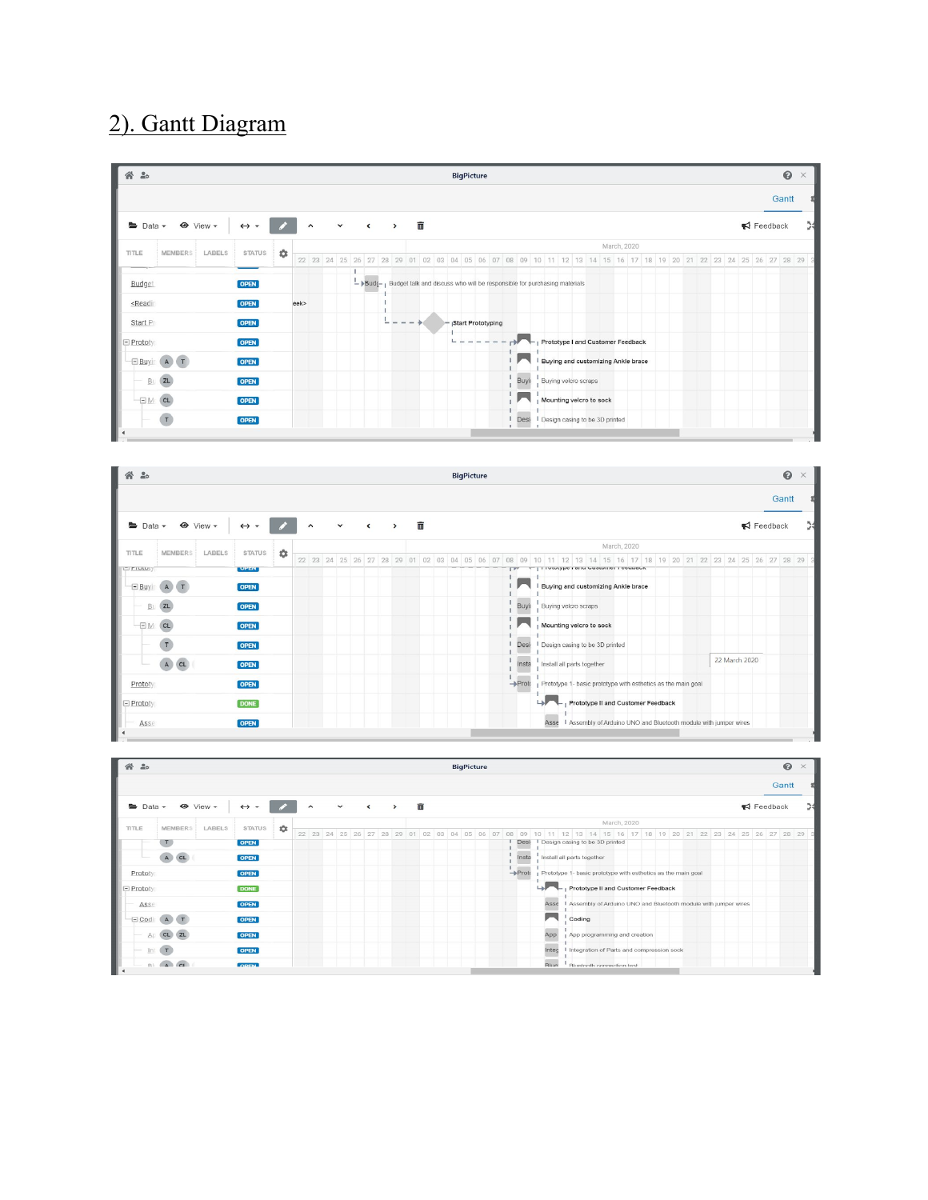## 2). Gantt Diagram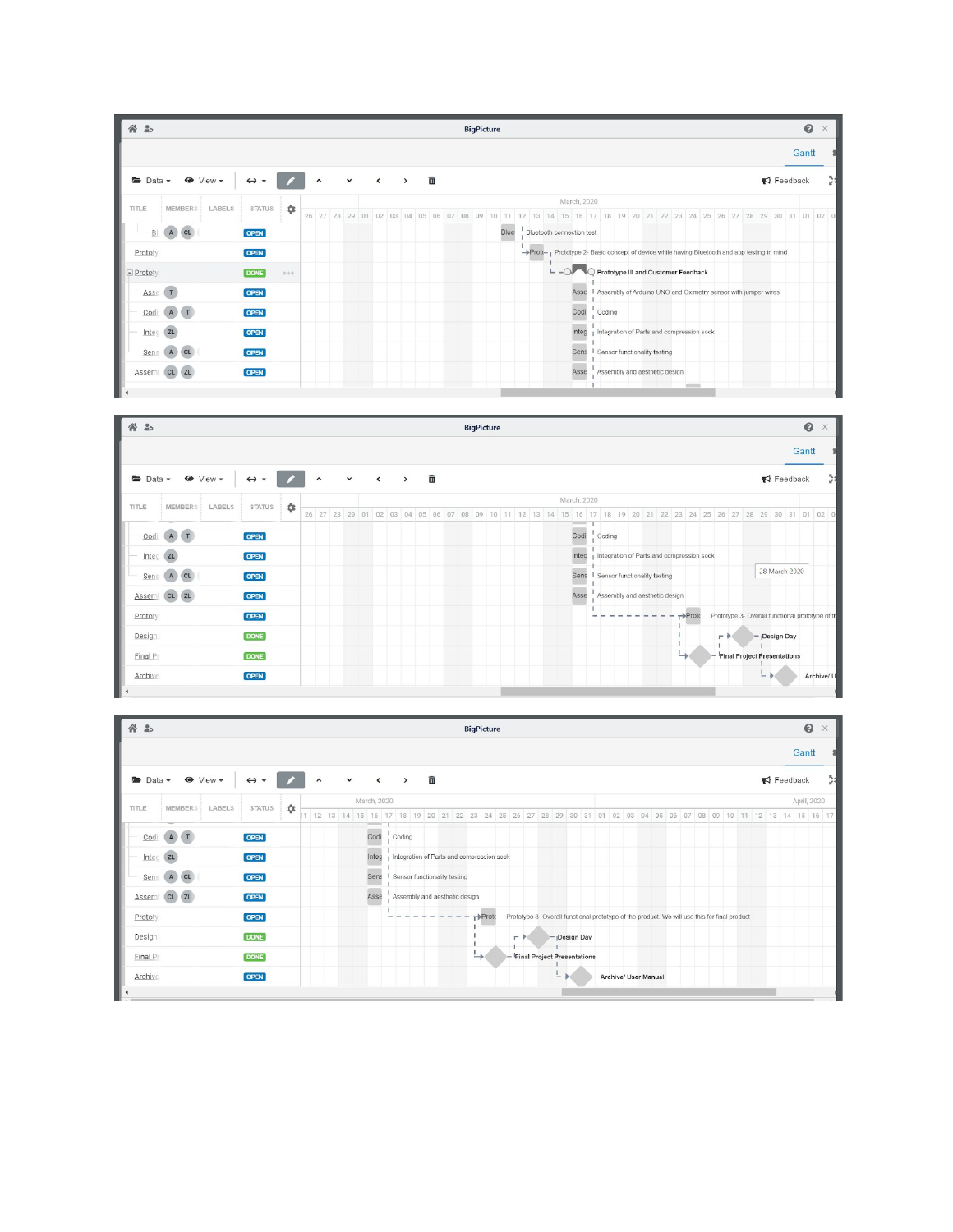BigPicture

Gantt

Data ▾ View ▾ Feedback

| TITLE | MEMBERS | LABELS | STATUS |
|---|---|---|---|
| Bl | A CL | | OPEN |
| Prototy | | | OPEN |
| Prototy | | | DONE |
| Asse | T | | OPEN |
| Codi | A T | | OPEN |
| Integ | ZL | | OPEN |
| Sens | A CL | | OPEN |
| Assem | CL ZL | | OPEN |

March, 2020

26 27 28 29 01 02 03 04 05 06 07 08 09 10 11 12 13 14 15 16 17 18 19 20 21 22 23 24 25 26 27 28 29 30 31 01 02

- Bluetooth connection test
- Prototype 2- Basic concept of device while having Bluetooth and app testing in mind
- **Prototype III and Customer Feedback**
- Assembly of Arduino UNO and Oximetry sensor with jumper wires
- Coding
- Integration of Parts and compression sock
- Sensor functionality testing
- Assembly and aesthetic design

BigPicture

Gantt

Data ▾ View ▾ Feedback

| TITLE | MEMBERS | LABELS | STATUS |
|---|---|---|---|
| Codi | A T | | OPEN |
| Integ | ZL | | OPEN |
| Sens | A CL | | OPEN |
| Assem | CL ZL | | OPEN |
| Prototy | | | OPEN |
| Design | | | DONE |
| Final Pr | | | DONE |
| Archive | | | OPEN |

March, 2020

26 27 28 29 01 02 03 04 05 06 07 08 09 10 11 12 13 14 15 16 17 18 19 20 21 22 23 24 25 26 27 28 29 30 31 01 02

28 March 2020

- Coding
- Integration of Parts and compression sock
- Sensor functionality testing
- Assembly and aesthetic design
- Prototype 3- Overall functional prototype of th
- Design Day
- Final Project Presentations
- Archive/ U

BigPicture

Gantt

Data ▾ View ▾ Feedback

| TITLE | MEMBERS | LABELS | STATUS |
|---|---|---|---|
| Codi | A T | | OPEN |
| Integ | ZL | | OPEN |
| Sens | A CL | | OPEN |
| Assem | CL ZL | | OPEN |
| Prototy | | | OPEN |
| Design | | | DONE |
| Final Pr | | | DONE |
| Archive | | | OPEN |

March, 2020 — April, 2020

11 12 13 14 15 16 17 18 19 20 21 22 23 24 25 26 27 28 29 30 31 01 02 03 04 05 06 07 08 09 10 11 12 13 14 15 16 17

- Coding
- Integration of Parts and compression sock
- Sensor functionality testing
- Assembly and aesthetic design
- Prototype 3- Overall functional prototype of the product. We will use this for final product
- Design Day
- Final Project Presentations
- Archive/ User Manual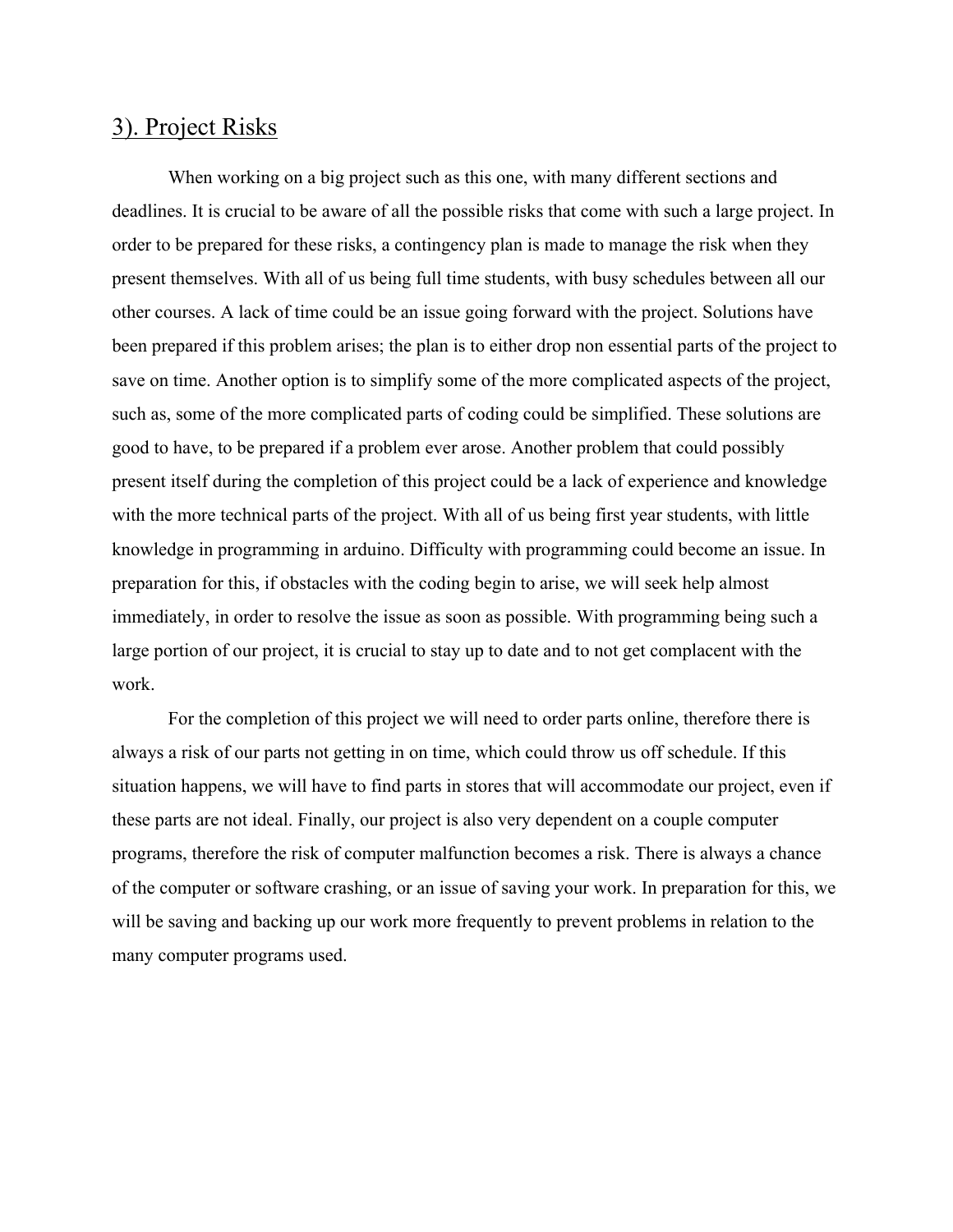## 3). Project Risks

When working on a big project such as this one, with many different sections and deadlines. It is crucial to be aware of all the possible risks that come with such a large project. In order to be prepared for these risks, a contingency plan is made to manage the risk when they present themselves. With all of us being full time students, with busy schedules between all our other courses. A lack of time could be an issue going forward with the project. Solutions have been prepared if this problem arises; the plan is to either drop non essential parts of the project to save on time. Another option is to simplify some of the more complicated aspects of the project, such as, some of the more complicated parts of coding could be simplified. These solutions are good to have, to be prepared if a problem ever arose. Another problem that could possibly present itself during the completion of this project could be a lack of experience and knowledge with the more technical parts of the project. With all of us being first year students, with little knowledge in programming in arduino. Difficulty with programming could become an issue. In preparation for this, if obstacles with the coding begin to arise, we will seek help almost immediately, in order to resolve the issue as soon as possible. With programming being such a large portion of our project, it is crucial to stay up to date and to not get complacent with the work.

For the completion of this project we will need to order parts online, therefore there is always a risk of our parts not getting in on time, which could throw us off schedule. If this situation happens, we will have to find parts in stores that will accommodate our project, even if these parts are not ideal. Finally, our project is also very dependent on a couple computer programs, therefore the risk of computer malfunction becomes a risk. There is always a chance of the computer or software crashing, or an issue of saving your work. In preparation for this, we will be saving and backing up our work more frequently to prevent problems in relation to the many computer programs used.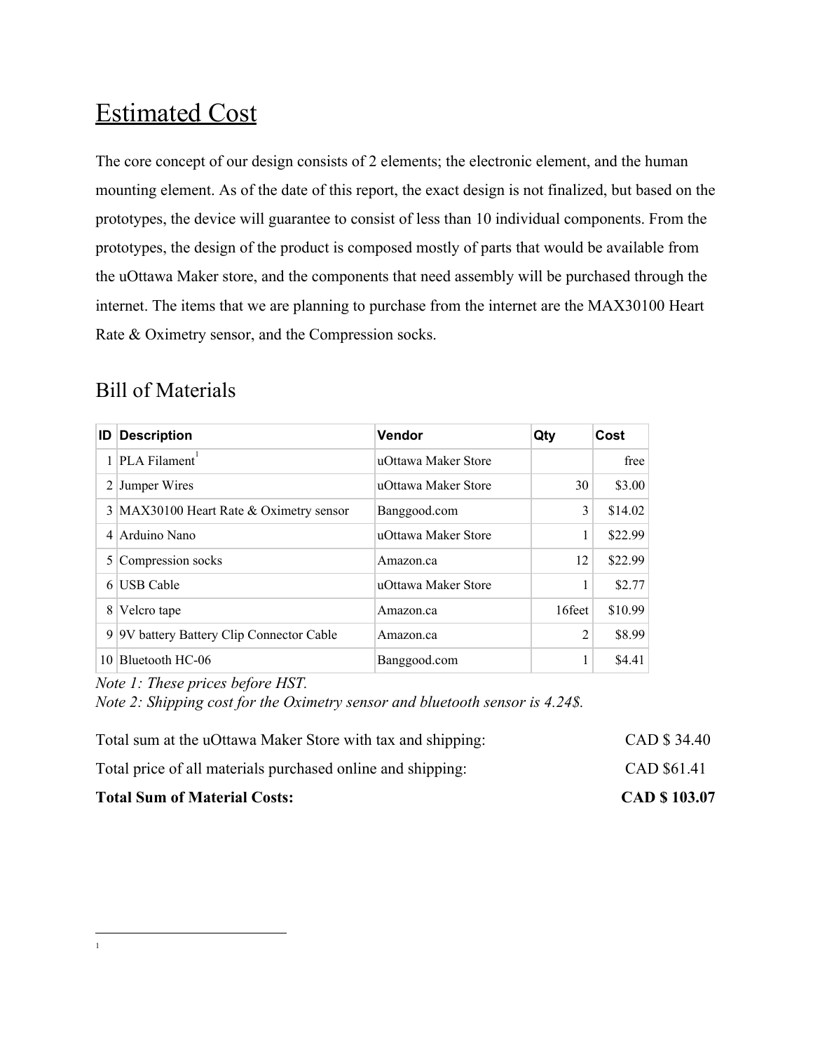# Estimated Cost

The core concept of our design consists of 2 elements; the electronic element, and the human mounting element. As of the date of this report, the exact design is not finalized, but based on the prototypes, the device will guarantee to consist of less than 10 individual components. From the prototypes, the design of the product is composed mostly of parts that would be available from the uOttawa Maker store, and the components that need assembly will be purchased through the internet. The items that we are planning to purchase from the internet are the MAX30100 Heart Rate & Oximetry sensor, and the Compression socks.

## Bill of Materials

| ID | Description | Vendor | Qty | Cost |
|---|---|---|---|---|
| 1 | PLA Filament[1] | uOttawa Maker Store | | free |
| 2 | Jumper Wires | uOttawa Maker Store | 30 | $3.00 |
| 3 | MAX30100 Heart Rate & Oximetry sensor | Banggood.com | 3 | $14.02 |
| 4 | Arduino Nano | uOttawa Maker Store | 1 | $22.99 |
| 5 | Compression socks | Amazon.ca | 12 | $22.99 |
| 6 | USB Cable | uOttawa Maker Store | 1 | $2.77 |
| 8 | Velcro tape | Amazon.ca | 16feet | $10.99 |
| 9 | 9V battery Battery Clip Connector Cable | Amazon.ca | 2 | $8.99 |
| 10 | Bluetooth HC-06 | Banggood.com | 1 | $4.41 |

*Note 1: These prices before HST.*
*Note 2: Shipping cost for the Oximetry sensor and bluetooth sensor is 4.24$.*

| | |
|---|---|
| Total sum at the uOttawa Maker Store with tax and shipping: | CAD $ 34.40 |
| Total price of all materials purchased online and shipping: | CAD $61.41 |
| **Total Sum of Material Costs:** | **CAD $ 103.07** |

[1]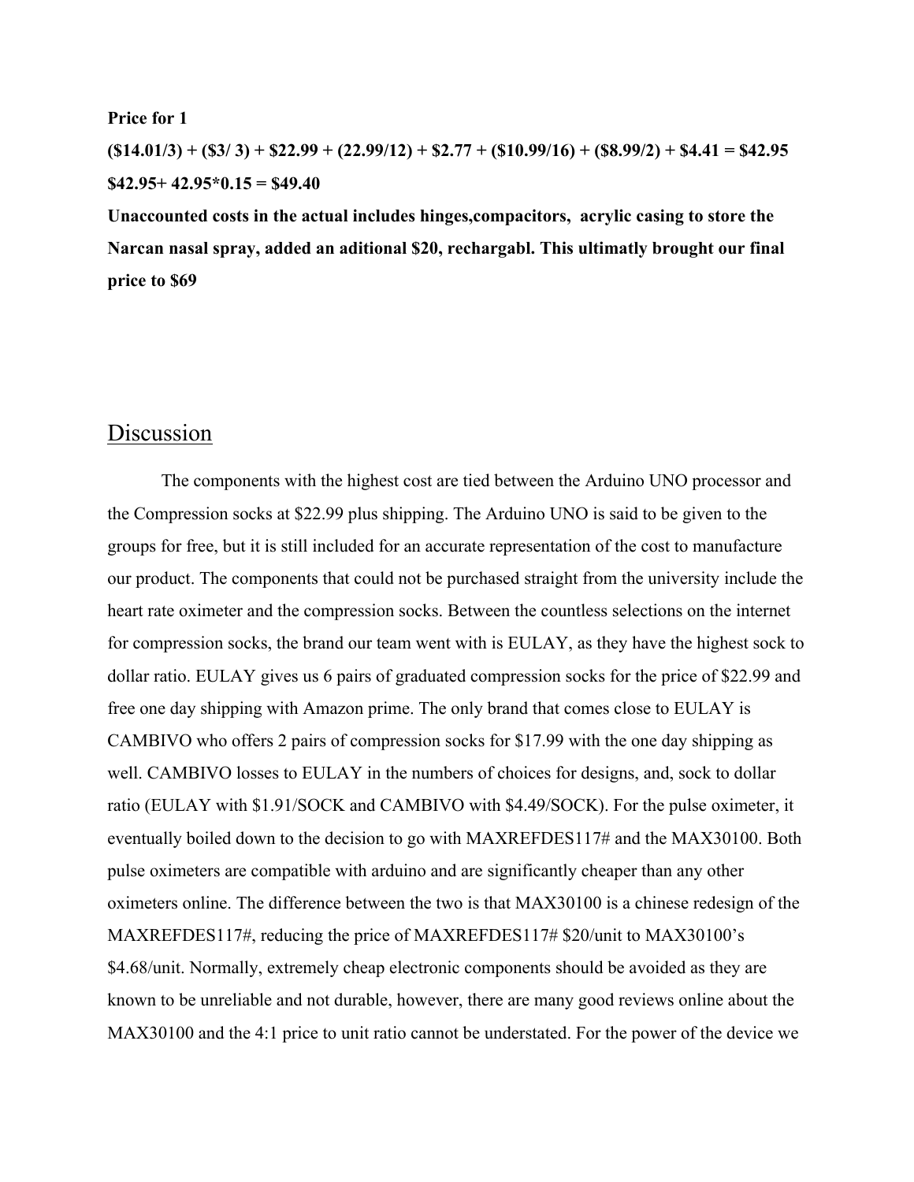**Price for 1**

**(\$14.01/3) + (\$3/ 3) + \$22.99 + (22.99/12) + \$2.77 + (\$10.99/16) + (\$8.99/2) + \$4.41 = \$42.95**

**\$42.95+ 42.95*0.15 = \$49.40**

**Unaccounted costs in the actual includes hinges,compacitors, acrylic casing to store the Narcan nasal spray, added an aditional \$20, rechargabl. This ultimatly brought our final price to \$69**

## Discussion

The components with the highest cost are tied between the Arduino UNO processor and the Compression socks at \$22.99 plus shipping. The Arduino UNO is said to be given to the groups for free, but it is still included for an accurate representation of the cost to manufacture our product. The components that could not be purchased straight from the university include the heart rate oximeter and the compression socks. Between the countless selections on the internet for compression socks, the brand our team went with is EULAY, as they have the highest sock to dollar ratio. EULAY gives us 6 pairs of graduated compression socks for the price of \$22.99 and free one day shipping with Amazon prime. The only brand that comes close to EULAY is CAMBIVO who offers 2 pairs of compression socks for \$17.99 with the one day shipping as well. CAMBIVO losses to EULAY in the numbers of choices for designs, and, sock to dollar ratio (EULAY with \$1.91/SOCK and CAMBIVO with \$4.49/SOCK). For the pulse oximeter, it eventually boiled down to the decision to go with MAXREFDES117# and the MAX30100. Both pulse oximeters are compatible with arduino and are significantly cheaper than any other oximeters online. The difference between the two is that MAX30100 is a chinese redesign of the MAXREFDES117#, reducing the price of MAXREFDES117# \$20/unit to MAX30100's \$4.68/unit. Normally, extremely cheap electronic components should be avoided as they are known to be unreliable and not durable, however, there are many good reviews online about the MAX30100 and the 4:1 price to unit ratio cannot be understated. For the power of the device we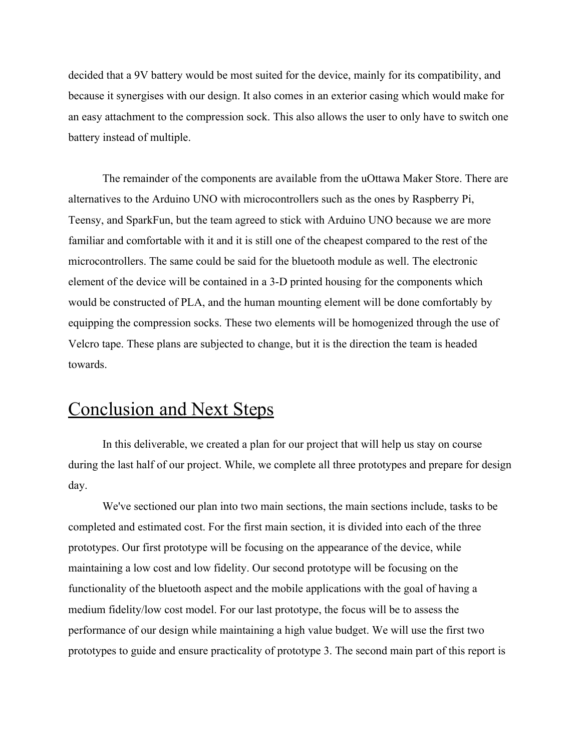decided that a 9V battery would be most suited for the device, mainly for its compatibility, and because it synergises with our design. It also comes in an exterior casing which would make for an easy attachment to the compression sock. This also allows the user to only have to switch one battery instead of multiple.

The remainder of the components are available from the uOttawa Maker Store. There are alternatives to the Arduino UNO with microcontrollers such as the ones by Raspberry Pi, Teensy, and SparkFun, but the team agreed to stick with Arduino UNO because we are more familiar and comfortable with it and it is still one of the cheapest compared to the rest of the microcontrollers. The same could be said for the bluetooth module as well. The electronic element of the device will be contained in a 3-D printed housing for the components which would be constructed of PLA, and the human mounting element will be done comfortably by equipping the compression socks. These two elements will be homogenized through the use of Velcro tape. These plans are subjected to change, but it is the direction the team is headed towards.

# Conclusion and Next Steps

In this deliverable, we created a plan for our project that will help us stay on course during the last half of our project. While, we complete all three prototypes and prepare for design day.

We've sectioned our plan into two main sections, the main sections include, tasks to be completed and estimated cost. For the first main section, it is divided into each of the three prototypes. Our first prototype will be focusing on the appearance of the device, while maintaining a low cost and low fidelity. Our second prototype will be focusing on the functionality of the bluetooth aspect and the mobile applications with the goal of having a medium fidelity/low cost model. For our last prototype, the focus will be to assess the performance of our design while maintaining a high value budget. We will use the first two prototypes to guide and ensure practicality of prototype 3. The second main part of this report is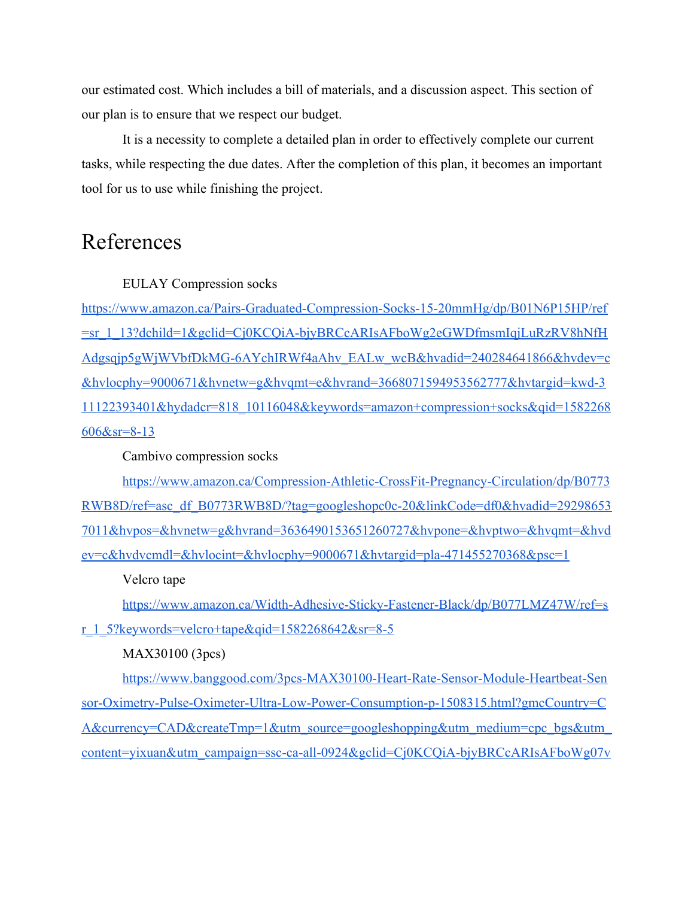our estimated cost. Which includes a bill of materials, and a discussion aspect. This section of our plan is to ensure that we respect our budget.

It is a necessity to complete a detailed plan in order to effectively complete our current tasks, while respecting the due dates. After the completion of this plan, it becomes an important tool for us to use while finishing the project.

# References

EULAY Compression socks

https://www.amazon.ca/Pairs-Graduated-Compression-Socks-15-20mmHg/dp/B01N6P15HP/ref=sr_1_13?dchild=1&gclid=Cj0KCQiA-bjyBRCcARIsAFboWg2eGWDfmsmIqjLuRzRV8hNfHAdgsqjp5gWjWVbfDkMG-6AYchIRWf4aAhv_EALw_wcB&hvadid=240284641866&hvdev=c&hvlocphy=9000671&hvnetw=g&hvqmt=e&hvrand=3668071594953562777&hvtargid=kwd-311122393401&hydadcr=818_10116048&keywords=amazon+compression+socks&qid=1582268606&sr=8-13

Cambivo compression socks

https://www.amazon.ca/Compression-Athletic-CrossFit-Pregnancy-Circulation/dp/B0773RWB8D/ref=asc_df_B0773RWB8D/?tag=googleshopc0c-20&linkCode=df0&hvadid=292986537011&hvpos=&hvnetw=g&hvrand=3636490153651260727&hvpone=&hvptwo=&hvqmt=&hvdev=c&hvdvcmdl=&hvlocint=&hvlocphy=9000671&hvtargid=pla-471455270368&psc=1

Velcro tape

https://www.amazon.ca/Width-Adhesive-Sticky-Fastener-Black/dp/B077LMZ47W/ref=sr_1_5?keywords=velcro+tape&qid=1582268642&sr=8-5

MAX30100 (3pcs)

https://www.banggood.com/3pcs-MAX30100-Heart-Rate-Sensor-Module-Heartbeat-Sensor-Oximetry-Pulse-Oximeter-Ultra-Low-Power-Consumption-p-1508315.html?gmcCountry=CA&currency=CAD&createTmp=1&utm_source=googleshopping&utm_medium=cpc_bgs&utm_content=yixuan&utm_campaign=ssc-ca-all-0924&gclid=Cj0KCQiA-bjyBRCcARIsAFboWg07v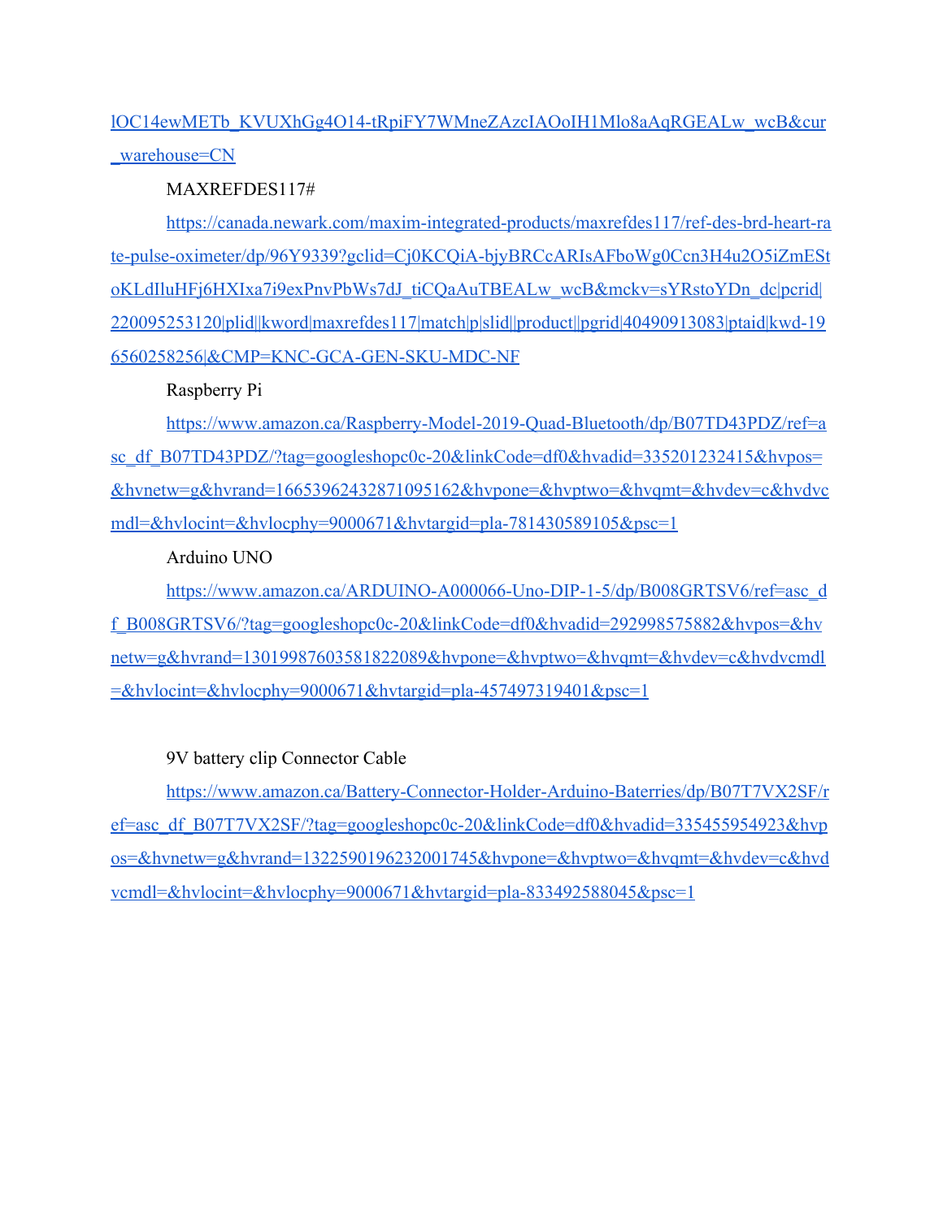lOC14ewMETb_KVUXhGg4O14-tRpiFY7WMneZAzcIAOoIH1Mlo8aAqRGEALw_wcB&cur_warehouse=CN

MAXREFDES117#

https://canada.newark.com/maxim-integrated-products/maxrefdes117/ref-des-brd-heart-rate-pulse-oximeter/dp/96Y9339?gclid=Cj0KCQiA-bjyBRCcARIsAFboWg0Ccn3H4u2O5iZmEStoKLdIluHFj6HXIxa7i9exPnvPbWs7dJ_tiCQaAuTBEALw_wcB&mckv=sYRstoYDn_dc|pcrid|220095253120|plid||kword|maxrefdes117|match|p|slid||product||pgrid|40490913083|ptaid|kwd-196560258256|&CMP=KNC-GCA-GEN-SKU-MDC-NF

Raspberry Pi

https://www.amazon.ca/Raspberry-Model-2019-Quad-Bluetooth/dp/B07TD43PDZ/ref=asc_df_B07TD43PDZ/?tag=googleshopc0c-20&linkCode=df0&hvadid=335201232415&hvpos=&hvnetw=g&hvrand=16653962432871095162&hvpone=&hvptwo=&hvqmt=&hvdev=c&hvdvcmdl=&hvlocint=&hvlocphy=9000671&hvtargid=pla-781430589105&psc=1

Arduino UNO

https://www.amazon.ca/ARDUINO-A000066-Uno-DIP-1-5/dp/B008GRTSV6/ref=asc_df_B008GRTSV6/?tag=googleshopc0c-20&linkCode=df0&hvadid=292998575882&hvpos=&hvnetw=g&hvrand=13019987603581822089&hvpone=&hvptwo=&hvqmt=&hvdev=c&hvdvcmdl=&hvlocint=&hvlocphy=9000671&hvtargid=pla-457497319401&psc=1

9V battery clip Connector Cable

https://www.amazon.ca/Battery-Connector-Holder-Arduino-Baterries/dp/B07T7VX2SF/ref=asc_df_B07T7VX2SF/?tag=googleshopc0c-20&linkCode=df0&hvadid=335455954923&hvpos=&hvnetw=g&hvrand=13225901962320017 45&hvpone=&hvptwo=&hvqmt=&hvdev=c&hvdvcmdl=&hvlocint=&hvlocphy=9000671&hvtargid=pla-833492588045&psc=1